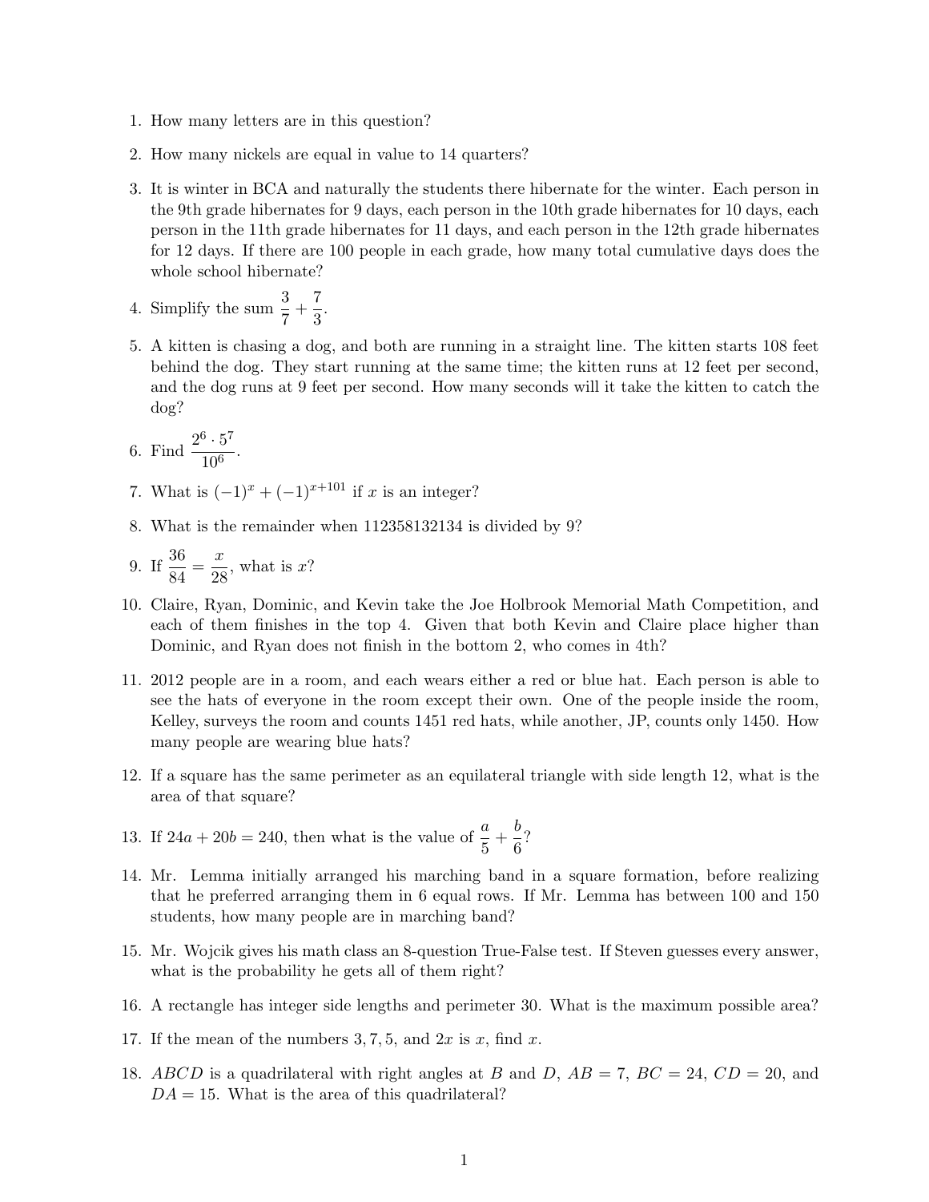1. How many letters are in this question?
2. How many nickels are equal in value to 14 quarters?
3. It is winter in BCA and naturally the students there hibernate for the winter. Each person in the 9th grade hibernates for 9 days, each person in the 10th grade hibernates for 10 days, each person in the 11th grade hibernates for 11 days, and each person in the 12th grade hibernates for 12 days. If there are 100 people in each grade, how many total cumulative days does the whole school hibernate?
4. Simplify the sum $\frac{3}{7} + \frac{7}{3}$.
5. A kitten is chasing a dog, and both are running in a straight line. The kitten starts 108 feet behind the dog. They start running at the same time; the kitten runs at 12 feet per second, and the dog runs at 9 feet per second. How many seconds will it take the kitten to catch the dog?
6. Find $\frac{2^6 \cdot 5^7}{10^6}$.
7. What is $(-1)^x + (-1)^{x+101}$ if $x$ is an integer?
8. What is the remainder when 112358132134 is divided by 9?
9. If $\frac{36}{84} = \frac{x}{28}$, what is $x$?
10. Claire, Ryan, Dominic, and Kevin take the Joe Holbrook Memorial Math Competition, and each of them finishes in the top 4. Given that both Kevin and Claire place higher than Dominic, and Ryan does not finish in the bottom 2, who comes in 4th?
11. 2012 people are in a room, and each wears either a red or blue hat. Each person is able to see the hats of everyone in the room except their own. One of the people inside the room, Kelley, surveys the room and counts 1451 red hats, while another, JP, counts only 1450. How many people are wearing blue hats?
12. If a square has the same perimeter as an equilateral triangle with side length 12, what is the area of that square?
13. If $24a + 20b = 240$, then what is the value of $\frac{a}{5} + \frac{b}{6}$?
14. Mr. Lemma initially arranged his marching band in a square formation, before realizing that he preferred arranging them in 6 equal rows. If Mr. Lemma has between 100 and 150 students, how many people are in marching band?
15. Mr. Wojcik gives his math class an 8-question True-False test. If Steven guesses every answer, what is the probability he gets all of them right?
16. A rectangle has integer side lengths and perimeter 30. What is the maximum possible area?
17. If the mean of the numbers $3, 7, 5$, and $2x$ is $x$, find $x$.
18. $ABCD$ is a quadrilateral with right angles at $B$ and $D$, $AB = 7$, $BC = 24$, $CD = 20$, and $DA = 15$. What is the area of this quadrilateral?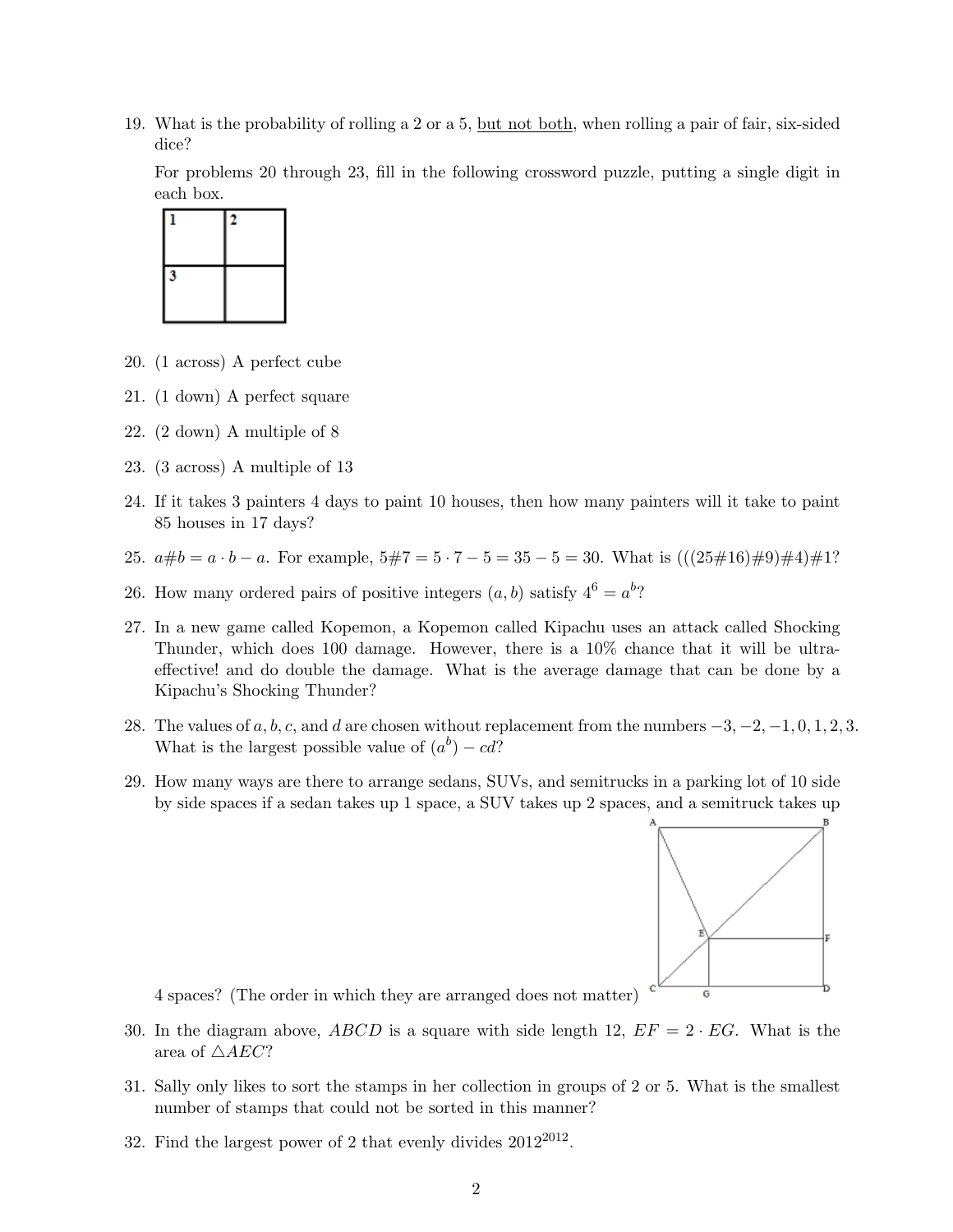19. What is the probability of rolling a 2 or a 5, but not both, when rolling a pair of fair, six-sided dice?

    For problems 20 through 23, fill in the following crossword puzzle, putting a single digit in each box.

| 1 | 2 |
|---|---|
| 3 |   |

20. (1 across) A perfect cube

21. (1 down) A perfect square

22. (2 down) A multiple of 8

23. (3 across) A multiple of 13

24. If it takes 3 painters 4 days to paint 10 houses, then how many painters will it take to paint 85 houses in 17 days?

25. $a\#b = a \cdot b - a$. For example, $5\#7 = 5 \cdot 7 - 5 = 35 - 5 = 30$. What is $(((25\#16)\#9)\#4)\#1$?

26. How many ordered pairs of positive integers $(a, b)$ satisfy $4^6 = a^b$?

27. In a new game called Kopemon, a Kopemon called Kipachu uses an attack called Shocking Thunder, which does 100 damage. However, there is a 10% chance that it will be ultra-effective! and do double the damage. What is the average damage that can be done by a Kipachu's Shocking Thunder?

28. The values of $a, b, c,$ and $d$ are chosen without replacement from the numbers $-3, -2, -1, 0, 1, 2, 3$. What is the largest possible value of $(a^b) - cd$?

29. How many ways are there to arrange sedans, SUVs, and semitrucks in a parking lot of 10 side by side spaces if a sedan takes up 1 space, a SUV takes up 2 spaces, and a semitruck takes up 4 spaces? (The order in which they are arranged does not matter)

30. In the diagram above, $ABCD$ is a square with side length 12, $EF = 2 \cdot EG$. What is the area of $\triangle AEC$?

31. Sally only likes to sort the stamps in her collection in groups of 2 or 5. What is the smallest number of stamps that could not be sorted in this manner?

32. Find the largest power of 2 that evenly divides $2012^{2012}$.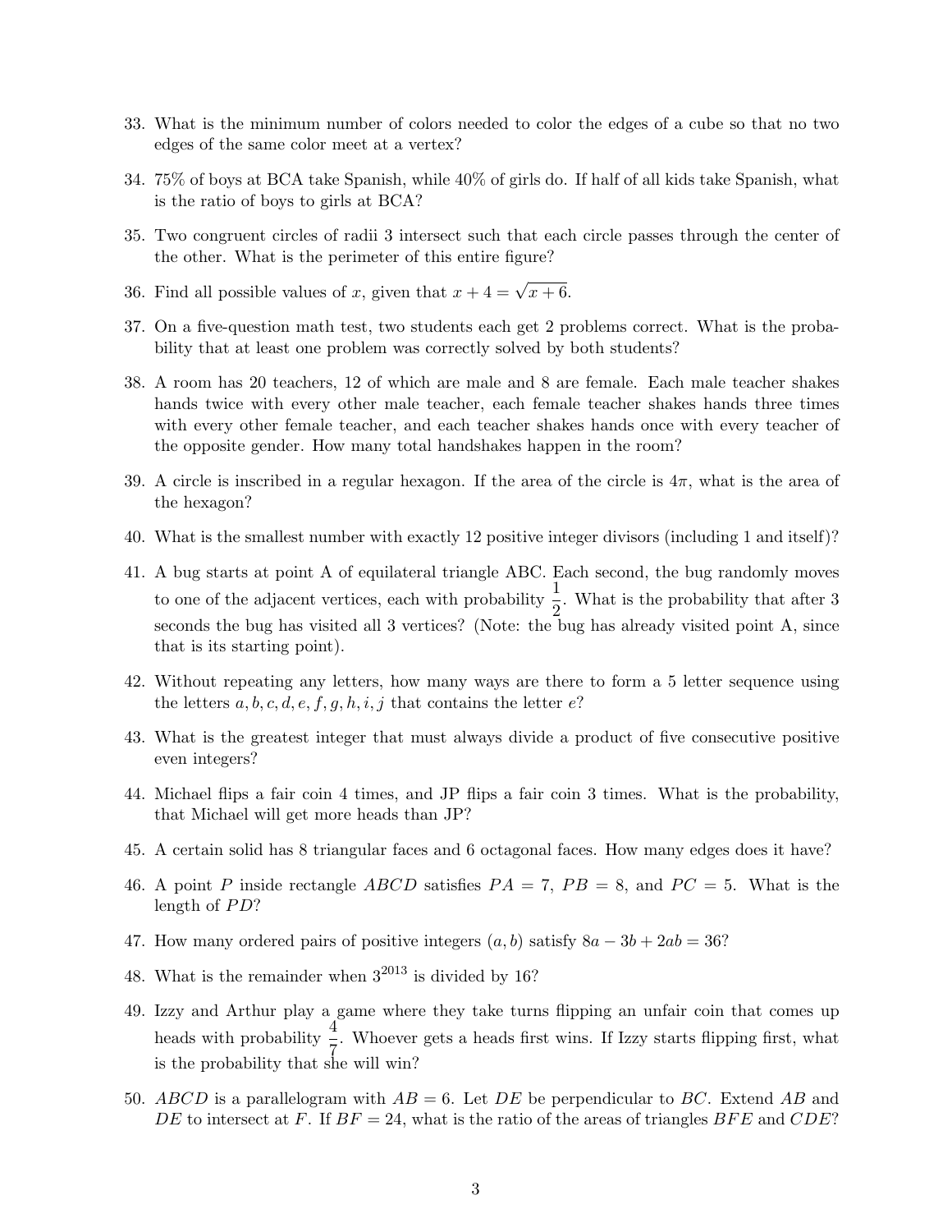33. What is the minimum number of colors needed to color the edges of a cube so that no two edges of the same color meet at a vertex?

34. 75% of boys at BCA take Spanish, while 40% of girls do. If half of all kids take Spanish, what is the ratio of boys to girls at BCA?

35. Two congruent circles of radii 3 intersect such that each circle passes through the center of the other. What is the perimeter of this entire figure?

36. Find all possible values of $x$, given that $x + 4 = \sqrt{x + 6}$.

37. On a five-question math test, two students each get 2 problems correct. What is the probability that at least one problem was correctly solved by both students?

38. A room has 20 teachers, 12 of which are male and 8 are female. Each male teacher shakes hands twice with every other male teacher, each female teacher shakes hands three times with every other female teacher, and each teacher shakes hands once with every teacher of the opposite gender. How many total handshakes happen in the room?

39. A circle is inscribed in a regular hexagon. If the area of the circle is $4\pi$, what is the area of the hexagon?

40. What is the smallest number with exactly 12 positive integer divisors (including 1 and itself)?

41. A bug starts at point A of equilateral triangle ABC. Each second, the bug randomly moves to one of the adjacent vertices, each with probability $\frac{1}{2}$. What is the probability that after 3 seconds the bug has visited all 3 vertices? (Note: the bug has already visited point A, since that is its starting point).

42. Without repeating any letters, how many ways are there to form a 5 letter sequence using the letters $a, b, c, d, e, f, g, h, i, j$ that contains the letter $e$?

43. What is the greatest integer that must always divide a product of five consecutive positive even integers?

44. Michael flips a fair coin 4 times, and JP flips a fair coin 3 times. What is the probability, that Michael will get more heads than JP?

45. A certain solid has 8 triangular faces and 6 octagonal faces. How many edges does it have?

46. A point $P$ inside rectangle $ABCD$ satisfies $PA = 7$, $PB = 8$, and $PC = 5$. What is the length of $PD$?

47. How many ordered pairs of positive integers $(a, b)$ satisfy $8a - 3b + 2ab = 36$?

48. What is the remainder when $3^{2013}$ is divided by 16?

49. Izzy and Arthur play a game where they take turns flipping an unfair coin that comes up heads with probability $\frac{4}{7}$. Whoever gets a heads first wins. If Izzy starts flipping first, what is the probability that she will win?

50. $ABCD$ is a parallelogram with $AB = 6$. Let $DE$ be perpendicular to $BC$. Extend $AB$ and $DE$ to intersect at $F$. If $BF = 24$, what is the ratio of the areas of triangles $BFE$ and $CDE$?